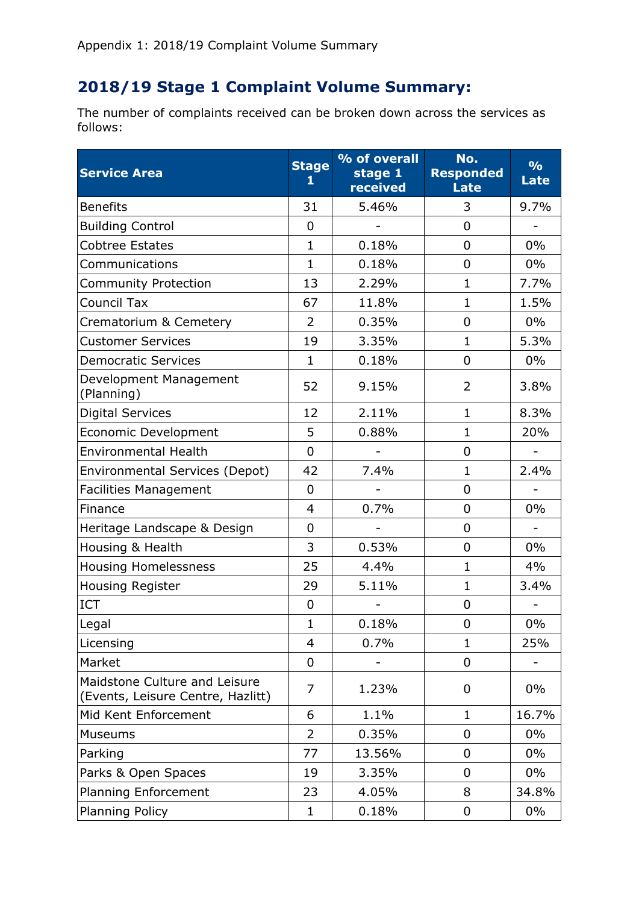Appendix 1: 2018/19 Complaint Volume Summary

## 2018/19 Stage 1 Complaint Volume Summary:

The number of complaints received can be broken down across the services as follows:

| Service Area | Stage 1 | % of overall stage 1 received | No. Responded Late | % Late |
|---|---|---|---|---|
| Benefits | 31 | 5.46% | 3 | 9.7% |
| Building Control | 0 | - | 0 | - |
| Cobtree Estates | 1 | 0.18% | 0 | 0% |
| Communications | 1 | 0.18% | 0 | 0% |
| Community Protection | 13 | 2.29% | 1 | 7.7% |
| Council Tax | 67 | 11.8% | 1 | 1.5% |
| Crematorium & Cemetery | 2 | 0.35% | 0 | 0% |
| Customer Services | 19 | 3.35% | 1 | 5.3% |
| Democratic Services | 1 | 0.18% | 0 | 0% |
| Development Management (Planning) | 52 | 9.15% | 2 | 3.8% |
| Digital Services | 12 | 2.11% | 1 | 8.3% |
| Economic Development | 5 | 0.88% | 1 | 20% |
| Environmental Health | 0 | - | 0 | - |
| Environmental Services (Depot) | 42 | 7.4% | 1 | 2.4% |
| Facilities Management | 0 | - | 0 | - |
| Finance | 4 | 0.7% | 0 | 0% |
| Heritage Landscape & Design | 0 | - | 0 | - |
| Housing & Health | 3 | 0.53% | 0 | 0% |
| Housing Homelessness | 25 | 4.4% | 1 | 4% |
| Housing Register | 29 | 5.11% | 1 | 3.4% |
| ICT | 0 | - | 0 | - |
| Legal | 1 | 0.18% | 0 | 0% |
| Licensing | 4 | 0.7% | 1 | 25% |
| Market | 0 | - | 0 | - |
| Maidstone Culture and Leisure (Events, Leisure Centre, Hazlitt) | 7 | 1.23% | 0 | 0% |
| Mid Kent Enforcement | 6 | 1.1% | 1 | 16.7% |
| Museums | 2 | 0.35% | 0 | 0% |
| Parking | 77 | 13.56% | 0 | 0% |
| Parks & Open Spaces | 19 | 3.35% | 0 | 0% |
| Planning Enforcement | 23 | 4.05% | 8 | 34.8% |
| Planning Policy | 1 | 0.18% | 0 | 0% |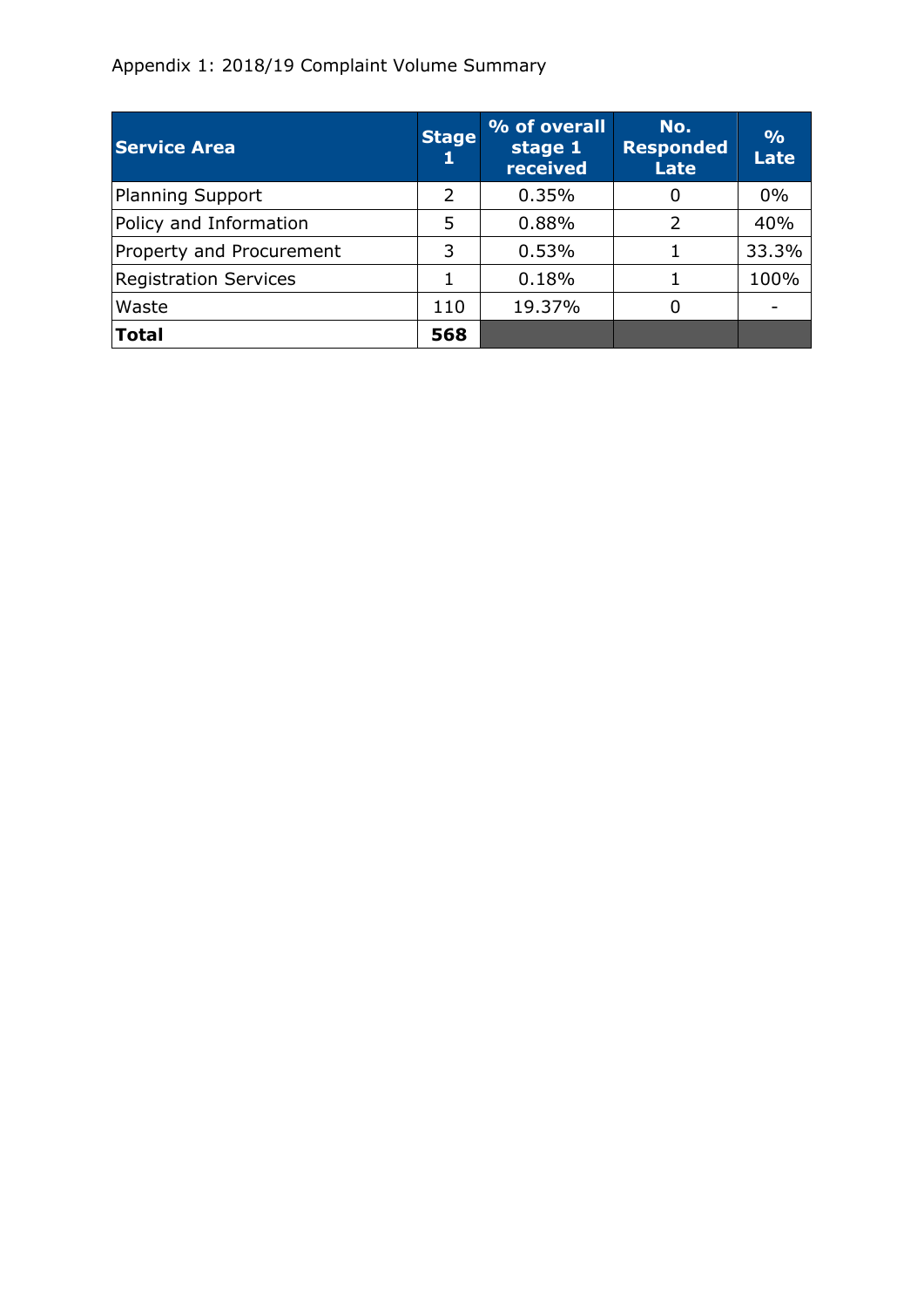Appendix 1: 2018/19 Complaint Volume Summary

| **Service Area** | **Stage 1** | **% of overall stage 1 received** | **No. Responded Late** | **% Late** |
|---|---|---|---|---|
| Planning Support | 2 | 0.35% | 0 | 0% |
| Policy and Information | 5 | 0.88% | 2 | 40% |
| Property and Procurement | 3 | 0.53% | 1 | 33.3% |
| Registration Services | 1 | 0.18% | 1 | 100% |
| Waste | 110 | 19.37% | 0 | - |
| **Total** | **568** | | | |